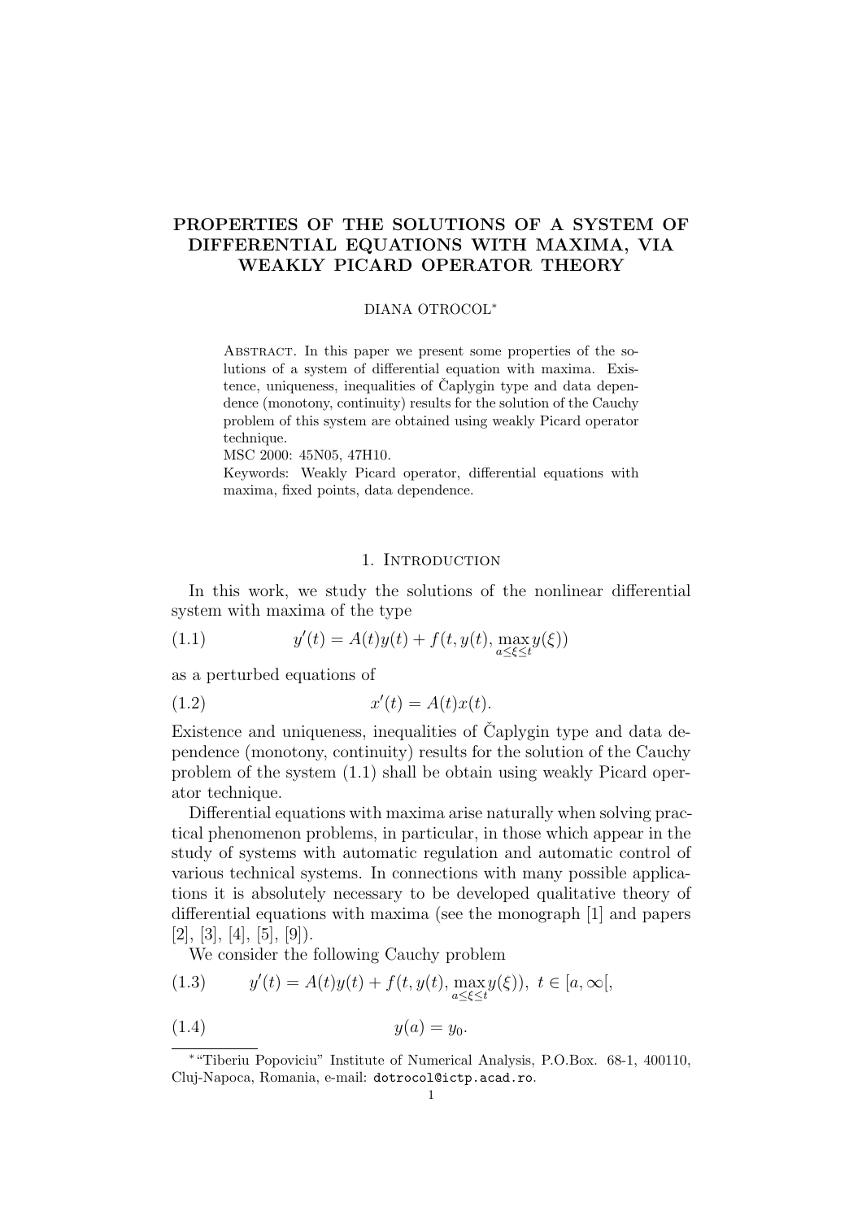# PROPERTIES OF THE SOLUTIONS OF A SYSTEM OF DIFFERENTIAL EQUATIONS WITH MAXIMA, VIA WEAKLY PICARD OPERATOR THEORY

DIANA OTROCOL*

Abstract. In this paper we present some properties of the solutions of a system of differential equation with maxima. Existence, uniqueness, inequalities of Čaplygin type and data dependence (monotony, continuity) results for the solution of the Cauchy problem of this system are obtained using weakly Picard operator technique.

MSC 2000: 45N05, 47H10.

Keywords: Weakly Picard operator, differential equations with maxima, fixed points, data dependence.

## 1. Introduction

In this work, we study the solutions of the nonlinear differential system with maxima of the type

$$y'(t) = A(t)y(t) + f(t, y(t), \max_{a \leq \xi \leq t} y(\xi)) \tag{1.1}$$

as a perturbed equations of

$$x'(t) = A(t)x(t). \tag{1.2}$$

Existence and uniqueness, inequalities of Čaplygin type and data dependence (monotony, continuity) results for the solution of the Cauchy problem of the system (1.1) shall be obtain using weakly Picard operator technique.

Differential equations with maxima arise naturally when solving practical phenomenon problems, in particular, in those which appear in the study of systems with automatic regulation and automatic control of various technical systems. In connections with many possible applications it is absolutely necessary to be developed qualitative theory of differential equations with maxima (see the monograph [1] and papers [2], [3], [4], [5], [9]).

We consider the following Cauchy problem

$$y'(t) = A(t)y(t) + f(t, y(t), \max_{a \leq \xi \leq t} y(\xi)),\ t \in [a, \infty[, \tag{1.3}$$

$$y(a) = y_0. \tag{1.4}$$

*"Tiberiu Popoviciu" Institute of Numerical Analysis, P.O.Box. 68-1, 400110, Cluj-Napoca, Romania, e-mail: dotrocol@ictp.acad.ro.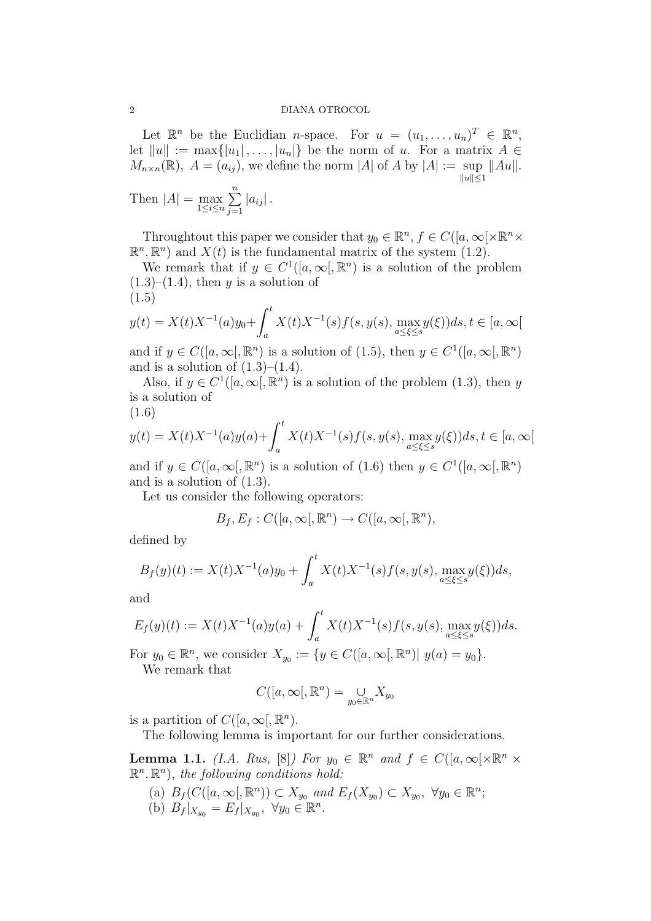Let $\mathbb{R}^n$ be the Euclidian $n$-space. For $u = (u_1, \ldots, u_n)^T \in \mathbb{R}^n$, let $\|u\| := \max\{|u_1|, \ldots, |u_n|\}$ be the norm of $u$. For a matrix $A \in M_{n\times n}(\mathbb{R})$, $A = (a_{ij})$, we define the norm $|A|$ of $A$ by $|A| := \sup\limits_{\|u\|\leq 1} \|Au\|$. Then $|A| = \max\limits_{1\leq i\leq n} \sum\limits_{j=1}^{n} |a_{ij}|$.

Throughtout this paper we consider that $y_0 \in \mathbb{R}^n$, $f \in C([a,\infty[\times\mathbb{R}^n\times\mathbb{R}^n, \mathbb{R}^n)$ and $X(t)$ is the fundamental matrix of the system (1.2).

We remark that if $y \in C^1([a,\infty[, \mathbb{R}^n)$ is a solution of the problem (1.3)–(1.4), then $y$ is a solution of

(1.5)

$$y(t) = X(t)X^{-1}(a)y_0 + \int_a^t X(t)X^{-1}(s)f(s, y(s), \max_{a\leq\xi\leq s} y(\xi))ds, t \in [a, \infty[$$

and if $y \in C([a,\infty[, \mathbb{R}^n)$ is a solution of (1.5), then $y \in C^1([a,\infty[, \mathbb{R}^n)$ and is a solution of (1.3)–(1.4).

Also, if $y \in C^1([a,\infty[, \mathbb{R}^n)$ is a solution of the problem (1.3), then $y$ is a solution of

(1.6)

$$y(t) = X(t)X^{-1}(a)y(a) + \int_a^t X(t)X^{-1}(s)f(s, y(s), \max_{a\leq\xi\leq s} y(\xi))ds, t \in [a, \infty[$$

and if $y \in C([a,\infty[, \mathbb{R}^n)$ is a solution of (1.6) then $y \in C^1([a,\infty[, \mathbb{R}^n)$ and is a solution of (1.3).

Let us consider the following operators:

$$B_f, E_f : C([a,\infty[, \mathbb{R}^n) \to C([a,\infty[, \mathbb{R}^n),$$

defined by

$$B_f(y)(t) := X(t)X^{-1}(a)y_0 + \int_a^t X(t)X^{-1}(s)f(s, y(s), \max_{a\leq\xi\leq s} y(\xi))ds,$$

and

$$E_f(y)(t) := X(t)X^{-1}(a)y(a) + \int_a^t X(t)X^{-1}(s)f(s, y(s), \max_{a\leq\xi\leq s} y(\xi))ds.$$

For $y_0 \in \mathbb{R}^n$, we consider $X_{y_0} := \{y \in C([a,\infty[, \mathbb{R}^n) |\ y(a) = y_0\}$.

We remark that

$$C([a,\infty[, \mathbb{R}^n) = \bigcup_{y_0\in\mathbb{R}^n} X_{y_0}$$

is a partition of $C([a,\infty[, \mathbb{R}^n)$.

The following lemma is important for our further considerations.

**Lemma 1.1.** *(I.A. Rus, [8]) For $y_0 \in \mathbb{R}^n$ and $f \in C([a,\infty[\times\mathbb{R}^n \times \mathbb{R}^n, \mathbb{R}^n)$, the following conditions hold:*

(a) $B_f(C([a,\infty[, \mathbb{R}^n)) \subset X_{y_0}$ *and* $E_f(X_{y_0}) \subset X_{y_0}$, $\forall y_0 \in \mathbb{R}^n$;

(b) $B_f|_{X_{y_0}} = E_f|_{X_{y_0}}$, $\forall y_0 \in \mathbb{R}^n$.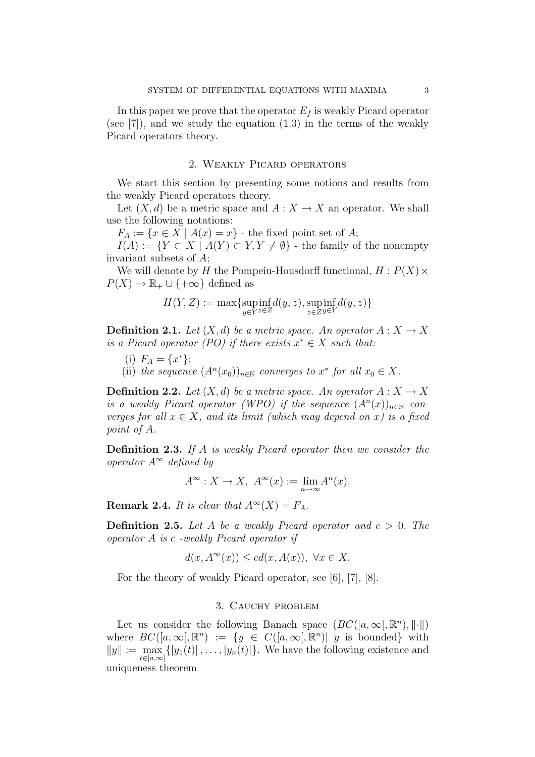In this paper we prove that the operator $E_f$ is weakly Picard operator (see [7]), and we study the equation (1.3) in the terms of the weakly Picard operators theory.

## 2. Weakly Picard operators

We start this section by presenting some notions and results from the weakly Picard operators theory.

Let $(X, d)$ be a metric space and $A : X \to X$ an operator. We shall use the following notations:

$F_A := \{x \in X \mid A(x) = x\}$ - the fixed point set of $A$;

$I(A) := \{Y \subset X \mid A(Y) \subset Y, Y \neq \emptyset\}$ - the family of the nonempty invariant subsets of $A$;

We will denote by $H$ the Pompeiu-Housdorff functional, $H : P(X) \times P(X) \to \mathbb{R}_+ \cup \{+\infty\}$ defined as

$$H(Y, Z) := \max\{\sup_{y \in Y} \inf_{z \in Z} d(y, z), \sup_{z \in Z} \inf_{y \in Y} d(y, z)\}$$

**Definition 2.1.** *Let $(X, d)$ be a metric space. An operator $A : X \to X$ is a Picard operator (PO) if there exists $x^* \in X$ such that:*

(i) $F_A = \{x^*\}$;
(ii) *the sequence $(A^n(x_0))_{n \in \mathbb{N}}$ converges to $x^*$ for all $x_0 \in X$.*

**Definition 2.2.** *Let $(X, d)$ be a metric space. An operator $A : X \to X$ is a weakly Picard operator (WPO) if the sequence $(A^n(x))_{n \in \mathbb{N}}$ converges for all $x \in X$, and its limit (which may depend on $x$) is a fixed point of $A$.*

**Definition 2.3.** *If $A$ is weakly Picard operator then we consider the operator $A^\infty$ defined by*

$$A^\infty : X \to X, \; A^\infty(x) := \lim_{n \to \infty} A^n(x).$$

**Remark 2.4.** *It is clear that $A^\infty(X) = F_A$.*

**Definition 2.5.** *Let $A$ be a weakly Picard operator and $c > 0$. The operator $A$ is $c$ -weakly Picard operator if*

$$d(x, A^\infty(x)) \leq c d(x, A(x)), \; \forall x \in X.$$

For the theory of weakly Picard operator, see [6], [7], [8].

## 3. Cauchy problem

Let us consider the following Banach space $(BC([a, \infty[, \mathbb{R}^n), \|\cdot\|)$ where $BC([a, \infty[, \mathbb{R}^n) := \{y \in C([a, \infty[, \mathbb{R}^n) | \; y \text{ is bounded}\}$ with $\|y\| := \max_{t \in [a, \infty]} \{|y_1(t)|, \ldots, |y_n(t)|\}$. We have the following existence and uniqueness theorem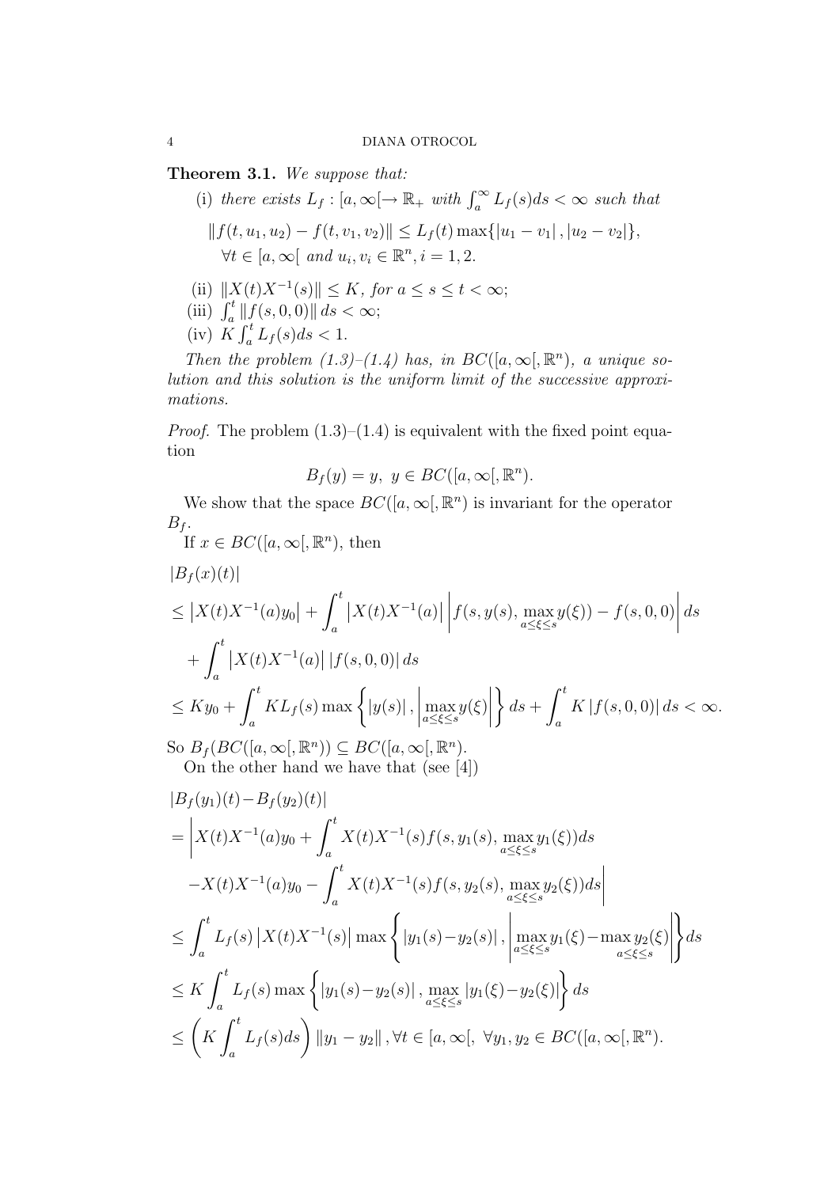**Theorem 3.1.** *We suppose that:*

(i) *there exists $L_f : [a, \infty[ \to \mathbb{R}_+$ with $\int_a^\infty L_f(s)ds < \infty$ such that*

$$\|f(t, u_1, u_2) - f(t, v_1, v_2)\| \leq L_f(t) \max\{|u_1 - v_1|, |u_2 - v_2|\},$$
$$\forall t \in [a, \infty[ \text{ and } u_i, v_i \in \mathbb{R}^n, i = 1, 2.$$

(ii) $\|X(t)X^{-1}(s)\| \leq K$, *for* $a \leq s \leq t < \infty$;

(iii) $\int_a^t \|f(s, 0, 0)\| ds < \infty$;

(iv) $K \int_a^t L_f(s)ds < 1$.

*Then the problem (1.3)–(1.4) has, in $BC([a, \infty[, \mathbb{R}^n)$, a unique solution and this solution is the uniform limit of the successive approximations.*

*Proof.* The problem (1.3)–(1.4) is equivalent with the fixed point equation

$$B_f(y) = y, \ y \in BC([a, \infty[, \mathbb{R}^n).$$

We show that the space $BC([a, \infty[, \mathbb{R}^n)$ is invariant for the operator $B_f$.

If $x \in BC([a, \infty[, \mathbb{R}^n)$, then

$$\begin{aligned}
&|B_f(x)(t)| \\
&\leq \left|X(t)X^{-1}(a)y_0\right| + \int_a^t \left|X(t)X^{-1}(a)\right| \left|f(s, y(s), \max_{a \leq \xi \leq s} y(\xi)) - f(s, 0, 0)\right| ds \\
&\quad + \int_a^t \left|X(t)X^{-1}(a)\right| |f(s, 0, 0)| \, ds \\
&\leq Ky_0 + \int_a^t KL_f(s) \max\left\{|y(s)|, \left|\max_{a \leq \xi \leq s} y(\xi)\right|\right\} ds + \int_a^t K \, |f(s, 0, 0)| \, ds < \infty.
\end{aligned}$$

So $B_f(BC([a, \infty[, \mathbb{R}^n)) \subseteq BC([a, \infty[, \mathbb{R}^n)$.

On the other hand we have that (see [4])

$$\begin{aligned}
&|B_f(y_1)(t) - B_f(y_2)(t)| \\
&= \left| X(t)X^{-1}(a)y_0 + \int_a^t X(t)X^{-1}(s) f(s, y_1(s), \max_{a \leq \xi \leq s} y_1(\xi)) ds \right. \\
&\quad \left. - X(t)X^{-1}(a)y_0 - \int_a^t X(t)X^{-1}(s) f(s, y_2(s), \max_{a \leq \xi \leq s} y_2(\xi)) ds \right| \\
&\leq \int_a^t L_f(s) \left|X(t)X^{-1}(s)\right| \max\left\{|y_1(s) - y_2(s)|, \left|\max_{a \leq \xi \leq s} y_1(\xi) - \max_{a \leq \xi \leq s} y_2(\xi)\right|\right\} ds \\
&\leq K \int_a^t L_f(s) \max\left\{|y_1(s) - y_2(s)|, \max_{a \leq \xi \leq s} |y_1(\xi) - y_2(\xi)|\right\} ds \\
&\leq \left(K \int_a^t L_f(s) ds\right) \|y_1 - y_2\|, \forall t \in [a, \infty[, \ \forall y_1, y_2 \in BC([a, \infty[, \mathbb{R}^n).
\end{aligned}$$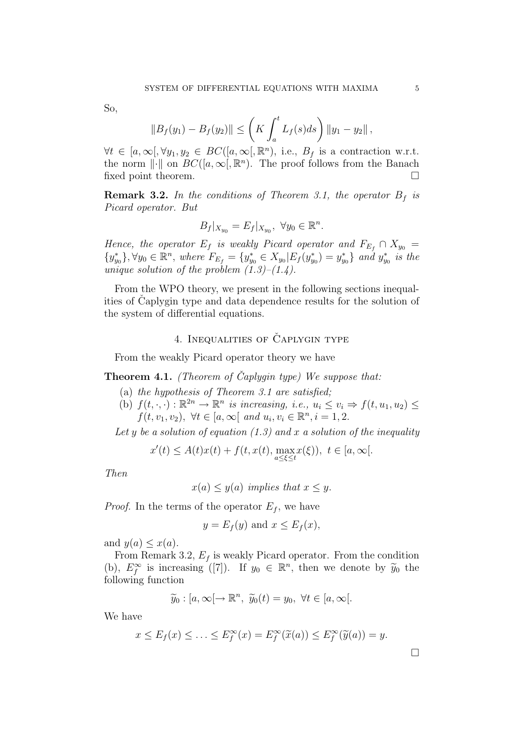So,

$$\|B_f(y_1) - B_f(y_2)\| \leq \left( K \int_a^t L_f(s)ds \right) \|y_1 - y_2\|,$$

$\forall t \in [a, \infty[, \forall y_1, y_2 \in BC([a, \infty[, \mathbb{R}^n)$, i.e., $B_f$ is a contraction w.r.t. the norm $\|\cdot\|$ on $BC([a, \infty[, \mathbb{R}^n)$. The proof follows from the Banach fixed point theorem. $\square$

**Remark 3.2.** *In the conditions of Theorem 3.1, the operator $B_f$ is Picard operator. But*

$$B_f|_{X_{y_0}} = E_f|_{X_{y_0}}, \ \forall y_0 \in \mathbb{R}^n.$$

*Hence, the operator $E_f$ is weakly Picard operator and $F_{E_f} \cap X_{y_0} = \{y^*_{y_0}\}, \forall y_0 \in \mathbb{R}^n$, where $F_{E_f} = \{y^*_{y_0} \in X_{y_0} | E_f(y^*_{y_0}) = y^*_{y_0}\}$ and $y^*_{y_0}$ is the unique solution of the problem (1.3)–(1.4).*

From the WPO theory, we present in the following sections inequalities of Čaplygin type and data dependence results for the solution of the system of differential equations.

## 4. Inequalities of Čaplygin type

From the weakly Picard operator theory we have

**Theorem 4.1.** *(Theorem of Čaplygin type) We suppose that:*

(a) *the hypothesis of Theorem 3.1 are satisfied;*
(b) *$f(t, \cdot, \cdot) : \mathbb{R}^{2n} \to \mathbb{R}^n$ is increasing, i.e., $u_i \leq v_i \Rightarrow f(t, u_1, u_2) \leq f(t, v_1, v_2), \ \forall t \in [a, \infty[$ and $u_i, v_i \in \mathbb{R}^n, i = 1, 2$.*

*Let $y$ be a solution of equation (1.3) and $x$ a solution of the inequality*

$$x'(t) \leq A(t)x(t) + f(t, x(t), \max_{a \leq \xi \leq t} x(\xi)), \ t \in [a, \infty[.$$

*Then*

$$x(a) \leq y(a) \textit{ implies that } x \leq y.$$

*Proof.* In the terms of the operator $E_f$, we have

$$y = E_f(y) \text{ and } x \leq E_f(x),$$

and $y(a) \leq x(a)$.

From Remark 3.2, $E_f$ is weakly Picard operator. From the condition (b), $E_f^\infty$ is increasing ([7]). If $y_0 \in \mathbb{R}^n$, then we denote by $\widetilde{y}_0$ the following function

$$\widetilde{y}_0 : [a, \infty[ \to \mathbb{R}^n, \ \widetilde{y}_0(t) = y_0, \ \forall t \in [a, \infty[.$$

We have

$$x \leq E_f(x) \leq \ldots \leq E_f^\infty(x) = E_f^\infty(\widetilde{x}(a)) \leq E_f^\infty(\widetilde{y}(a)) = y.$$

$\square$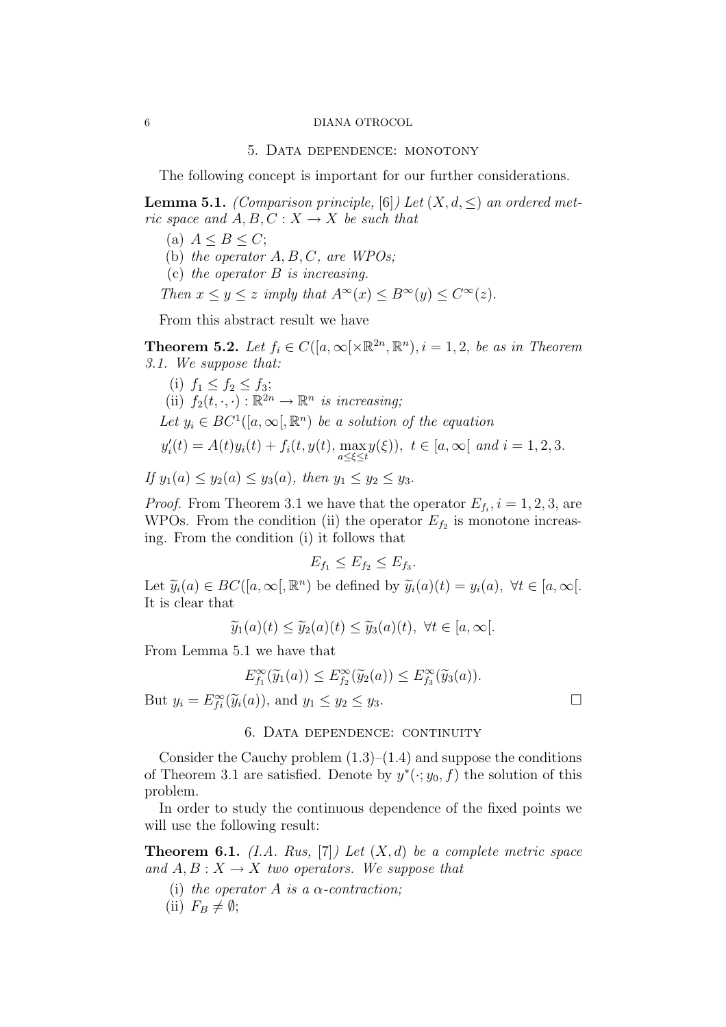## 5. Data dependence: monotony

The following concept is important for our further considerations.

**Lemma 5.1.** *(Comparison principle, [6]) Let $(X, d, \leq)$ an ordered metric space and $A, B, C : X \to X$ be such that*

(a) $A \leq B \leq C$;
(b) *the operator $A, B, C$, are WPOs;*
(c) *the operator $B$ is increasing.*

*Then $x \leq y \leq z$ imply that $A^\infty(x) \leq B^\infty(y) \leq C^\infty(z)$.*

From this abstract result we have

**Theorem 5.2.** *Let $f_i \in C([a, \infty[ \times \mathbb{R}^{2n}, \mathbb{R}^n), i = 1, 2$, be as in Theorem 3.1. We suppose that:*

(i) $f_1 \leq f_2 \leq f_3$;
(ii) $f_2(t, \cdot, \cdot) : \mathbb{R}^{2n} \to \mathbb{R}^n$ *is increasing;*

*Let $y_i \in BC^1([a, \infty[, \mathbb{R}^n)$ be a solution of the equation*

$$y_i'(t) = A(t)y_i(t) + f_i(t, y(t), \max_{a \leq \xi \leq t} y(\xi)), \ t \in [a, \infty[ \text{ and } i = 1, 2, 3.$$

*If $y_1(a) \leq y_2(a) \leq y_3(a)$, then $y_1 \leq y_2 \leq y_3$.*

*Proof.* From Theorem 3.1 we have that the operator $E_{f_i}, i = 1, 2, 3$, are WPOs. From the condition (ii) the operator $E_{f_2}$ is monotone increasing. From the condition (i) it follows that

$$E_{f_1} \leq E_{f_2} \leq E_{f_3}.$$

Let $\widetilde{y}_i(a) \in BC([a, \infty[, \mathbb{R}^n)$ be defined by $\widetilde{y}_i(a)(t) = y_i(a), \ \forall t \in [a, \infty[$. It is clear that

$$\widetilde{y}_1(a)(t) \leq \widetilde{y}_2(a)(t) \leq \widetilde{y}_3(a)(t), \ \forall t \in [a, \infty[.$$

From Lemma 5.1 we have that

$$E_{f_1}^\infty(\widetilde{y}_1(a)) \leq E_{f_2}^\infty(\widetilde{y}_2(a)) \leq E_{f_3}^\infty(\widetilde{y}_3(a)).$$

But $y_i = E_{fi}^\infty(\widetilde{y}_i(a))$, and $y_1 \leq y_2 \leq y_3$. □

## 6. Data dependence: continuity

Consider the Cauchy problem (1.3)–(1.4) and suppose the conditions of Theorem 3.1 are satisfied. Denote by $y^*(\cdot; y_0, f)$ the solution of this problem.

In order to study the continuous dependence of the fixed points we will use the following result:

**Theorem 6.1.** *(I.A. Rus, [7]) Let $(X, d)$ be a complete metric space and $A, B : X \to X$ two operators. We suppose that*

(i) *the operator $A$ is a $\alpha$-contraction;*
(ii) $F_B \neq \emptyset$;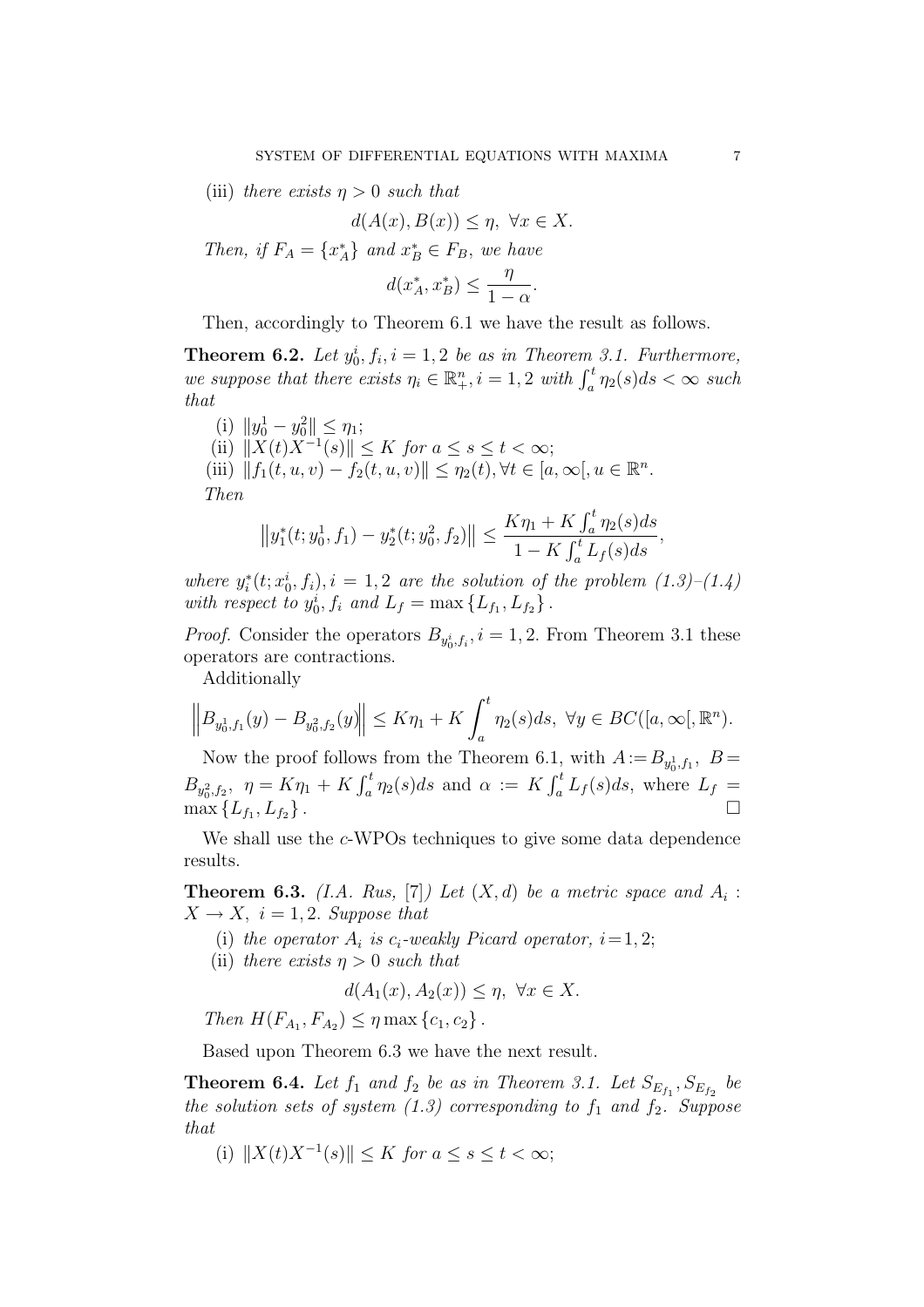(iii) *there exists* $\eta > 0$ *such that*

$$d(A(x), B(x)) \leq \eta, \ \forall x \in X.$$

*Then, if* $F_A = \{x_A^*\}$ *and* $x_B^* \in F_B$*, we have*

$$d(x_A^*, x_B^*) \leq \frac{\eta}{1-\alpha}.$$

Then, accordingly to Theorem 6.1 we have the result as follows.

**Theorem 6.2.** *Let* $y_0^i, f_i, i = 1, 2$ *be as in Theorem 3.1. Furthermore, we suppose that there exists* $\eta_i \in \mathbb{R}_+^n, i = 1, 2$ *with* $\int_a^t \eta_2(s)ds < \infty$ *such that*

(i) $\|y_0^1 - y_0^2\| \leq \eta_1$;
(ii) $\|X(t)X^{-1}(s)\| \leq K$ *for* $a \leq s \leq t < \infty$;
(iii) $\|f_1(t, u, v) - f_2(t, u, v)\| \leq \eta_2(t), \forall t \in [a, \infty[, u \in \mathbb{R}^n$.

*Then*

$$\left\|y_1^*(t; y_0^1, f_1) - y_2^*(t; y_0^2, f_2)\right\| \leq \frac{K\eta_1 + K\int_a^t \eta_2(s)ds}{1 - K\int_a^t L_f(s)ds},$$

*where* $y_i^*(t; x_0^i, f_i), i = 1, 2$ *are the solution of the problem (1.3)–(1.4) with respect to* $y_0^i, f_i$ *and* $L_f = \max\{L_{f_1}, L_{f_2}\}$.

*Proof.* Consider the operators $B_{y_0^i, f_i}, i = 1, 2$. From Theorem 3.1 these operators are contractions.

Additionally

$$\left\|B_{y_0^1, f_1}(y) - B_{y_0^2, f_2}(y)\right\| \leq K\eta_1 + K\int_a^t \eta_2(s)ds, \ \forall y \in BC([a, \infty[, \mathbb{R}^n).$$

Now the proof follows from the Theorem 6.1, with $A := B_{y_0^1, f_1}, \ B = B_{y_0^2, f_2}, \ \eta = K\eta_1 + K\int_a^t \eta_2(s)ds$ and $\alpha := K\int_a^t L_f(s)ds$, where $L_f = \max\{L_{f_1}, L_{f_2}\}$. □

We shall use the $c$-WPOs techniques to give some data dependence results.

**Theorem 6.3.** *(I.A. Rus, [7]) Let* $(X, d)$ *be a metric space and* $A_i : X \to X, \ i = 1, 2$*. Suppose that*

(i) *the operator* $A_i$ *is* $c_i$*-weakly Picard operator,* $i = 1, 2$;
(ii) *there exists* $\eta > 0$ *such that*

$$d(A_1(x), A_2(x)) \leq \eta, \ \forall x \in X.$$

*Then* $H(F_{A_1}, F_{A_2}) \leq \eta \max\{c_1, c_2\}$.

Based upon Theorem 6.3 we have the next result.

**Theorem 6.4.** *Let* $f_1$ *and* $f_2$ *be as in Theorem 3.1. Let* $S_{E_{f_1}}, S_{E_{f_2}}$ *be the solution sets of system (1.3) corresponding to* $f_1$ *and* $f_2$*. Suppose that*

(i) $\|X(t)X^{-1}(s)\| \leq K$ *for* $a \leq s \leq t < \infty$;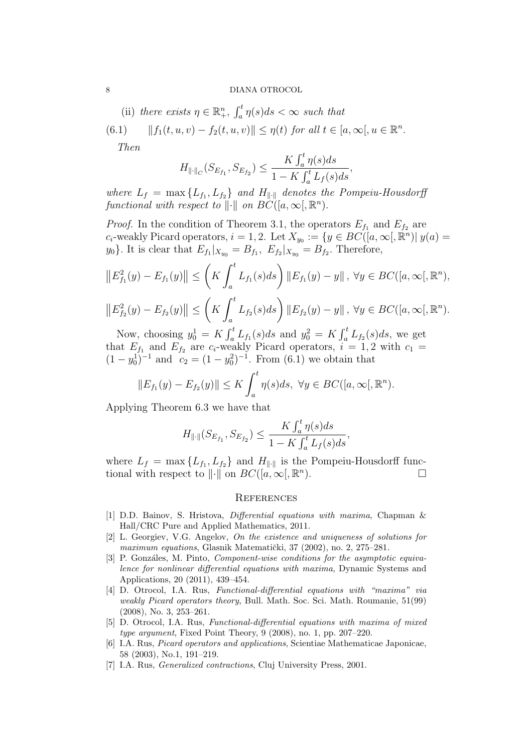(ii) *there exists* $\eta \in \mathbb{R}^n_+$, $\int_a^t \eta(s)ds < \infty$ *such that*

$$\|f_1(t,u,v) - f_2(t,u,v)\| \leq \eta(t) \text{ for all } t \in [a,\infty[, u \in \mathbb{R}^n. \tag{6.1}$$

*Then*

$$H_{\|\cdot\|_C}(S_{E_{f_1}}, S_{E_{f_2}}) \leq \frac{K\int_a^t \eta(s)ds}{1 - K\int_a^t L_f(s)ds},$$

*where* $L_f = \max\{L_{f_1}, L_{f_2}\}$ *and* $H_{\|\cdot\|}$ *denotes the Pompeiu-Housdorff functional with respect to* $\|\cdot\|$ *on* $BC([a,\infty[,\mathbb{R}^n)$.

*Proof.* In the condition of Theorem 3.1, the operators $E_{f_1}$ and $E_{f_2}$ are $c_i$-weakly Picard operators, $i = 1, 2$. Let $X_{y_0} := \{y \in BC([a,\infty[,\mathbb{R}^n) | \, y(a) = y_0\}$. It is clear that $E_{f_1}|_{X_{y_0}} = B_{f_1}$, $E_{f_2}|_{X_{y_0}} = B_{f_2}$. Therefore,

$$\left\|E^2_{f_1}(y) - E_{f_1}(y)\right\| \leq \left(K\int_a^t L_{f_1}(s)ds\right)\left\|E_{f_1}(y) - y\right\|, \ \forall y \in BC([a,\infty[,\mathbb{R}^n),$$

$$\left\|E^2_{f_2}(y) - E_{f_2}(y)\right\| \leq \left(K\int_a^t L_{f_2}(s)ds\right)\left\|E_{f_2}(y) - y\right\|, \ \forall y \in BC([a,\infty[,\mathbb{R}^n).$$

Now, choosing $y_0^1 = K\int_a^t L_{f_1}(s)ds$ and $y_0^2 = K\int_a^t L_{f_2}(s)ds$, we get that $E_{f_1}$ and $E_{f_2}$ are $c_i$-weakly Picard operators, $i = 1, 2$ with $c_1 = (1 - y_0^1)^{-1}$ and $c_2 = (1 - y_0^2)^{-1}$. From (6.1) we obtain that

$$\|E_{f_1}(y) - E_{f_2}(y)\| \leq K\int_a^t \eta(s)ds, \ \forall y \in BC([a,\infty[,\mathbb{R}^n).$$

Applying Theorem 6.3 we have that

$$H_{\|\cdot\|}(S_{E_{f_1}}, S_{E_{f_2}}) \leq \frac{K\int_a^t \eta(s)ds}{1 - K\int_a^t L_f(s)ds},$$

where $L_f = \max\{L_{f_1}, L_{f_2}\}$ and $H_{\|\cdot\|}$ is the Pompeiu-Housdorff functional with respect to $\|\cdot\|$ on $BC([a,\infty[,\mathbb{R}^n)$. □

## References

[1] D.D. Bainov, S. Hristova, *Differential equations with maxima*, Chapman & Hall/CRC Pure and Applied Mathematics, 2011.

[2] L. Georgiev, V.G. Angelov, *On the existence and uniqueness of solutions for maximum equations*, Glasnik Matematički, 37 (2002), no. 2, 275–281.

[3] P. Gonzáles, M. Pinto, *Component-wise conditions for the asymptotic equivalence for nonlinear differential equations with maxima*, Dynamic Systems and Applications, 20 (2011), 439–454.

[4] D. Otrocol, I.A. Rus, *Functional-differential equations with "maxima" via weakly Picard operators theory*, Bull. Math. Soc. Sci. Math. Roumanie, 51(99) (2008), No. 3, 253–261.

[5] D. Otrocol, I.A. Rus, *Functional-differential equations with maxima of mixed type argument*, Fixed Point Theory, 9 (2008), no. 1, pp. 207–220.

[6] I.A. Rus, *Picard operators and applications*, Scientiae Mathematicae Japonicae, 58 (2003), No.1, 191–219.

[7] I.A. Rus, *Generalized contractions*, Cluj University Press, 2001.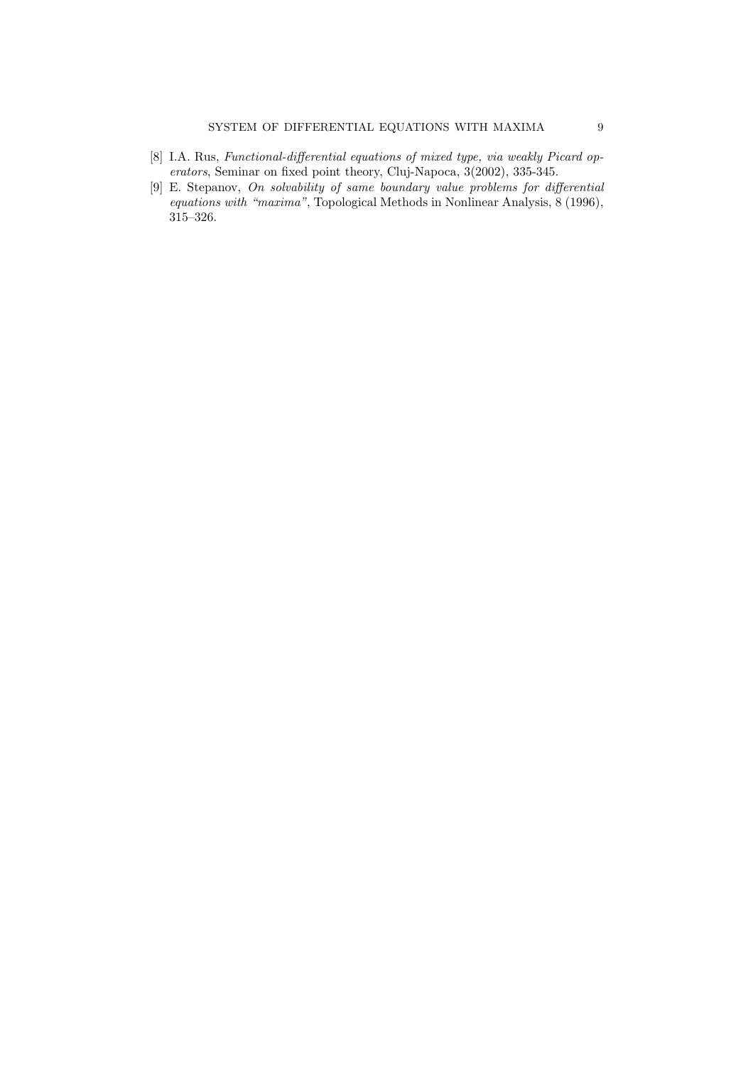[8] I.A. Rus, *Functional-differential equations of mixed type, via weakly Picard operators*, Seminar on fixed point theory, Cluj-Napoca, 3(2002), 335-345.

[9] E. Stepanov, *On solvability of same boundary value problems for differential equations with "maxima"*, Topological Methods in Nonlinear Analysis, 8 (1996), 315–326.